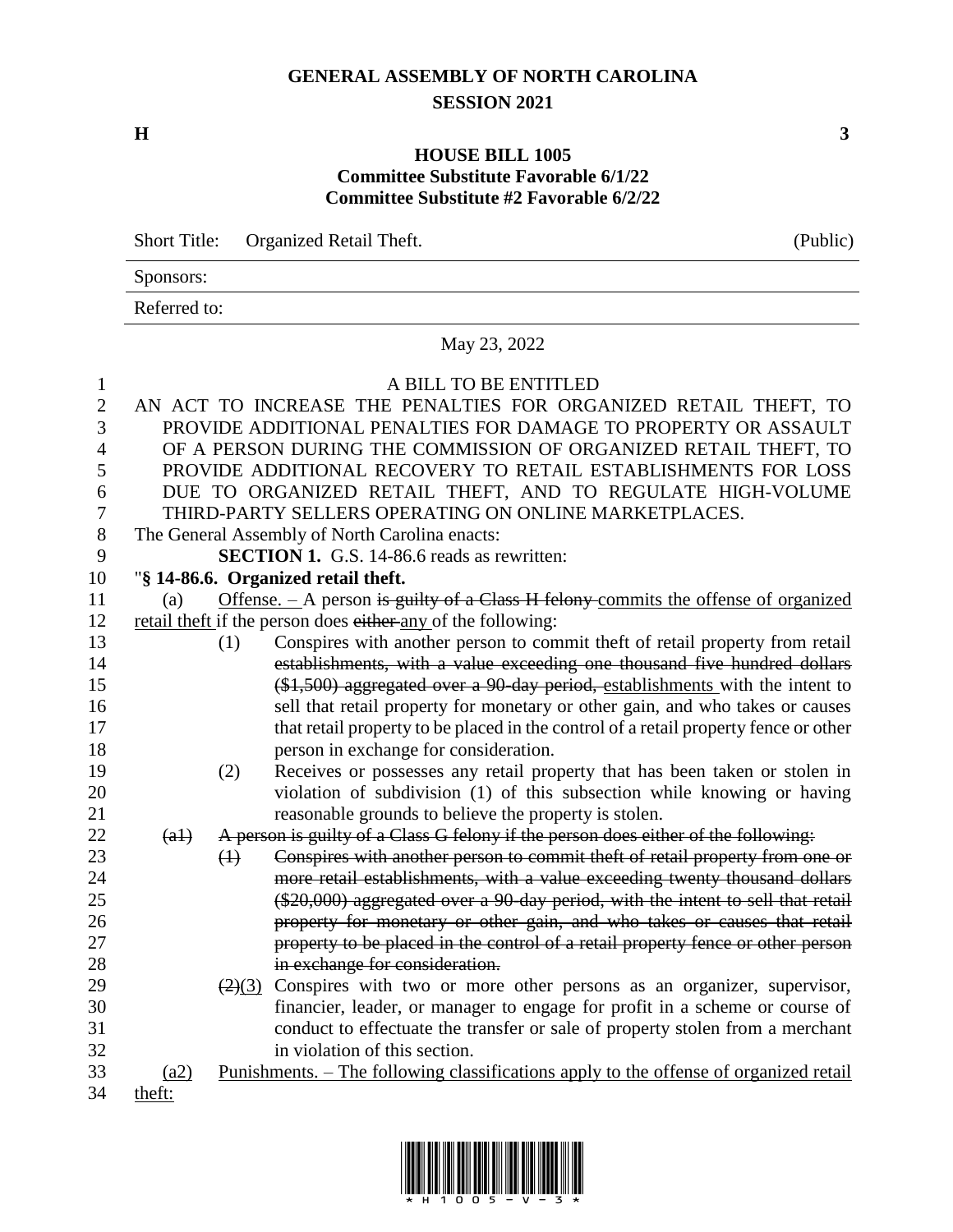# GENERAL ASSEMBLY OF NORTH CAROLINA
## SESSION 2021

**H** **3**

### HOUSE BILL 1005
**Committee Substitute Favorable 6/1/22**
**Committee Substitute #2 Favorable 6/2/22**

Short Title: Organized Retail Theft. (Public)

Sponsors:

Referred to:

May 23, 2022

A BILL TO BE ENTITLED

AN ACT TO INCREASE THE PENALTIES FOR ORGANIZED RETAIL THEFT, TO PROVIDE ADDITIONAL PENALTIES FOR DAMAGE TO PROPERTY OR ASSAULT OF A PERSON DURING THE COMMISSION OF ORGANIZED RETAIL THEFT, TO PROVIDE ADDITIONAL RECOVERY TO RETAIL ESTABLISHMENTS FOR LOSS DUE TO ORGANIZED RETAIL THEFT, AND TO REGULATE HIGH-VOLUME THIRD-PARTY SELLERS OPERATING ON ONLINE MARKETPLACES.

The General Assembly of North Carolina enacts:

**SECTION 1.** G.S. 14-86.6 reads as rewritten:

"**§ 14-86.6. Organized retail theft.**

(a) <u>Offense. –</u> A person ~~is guilty of a Class H felony~~ <u>commits the offense of organized retail theft</u> if the person does ~~either~~ <u>any</u> of the following:

(1) Conspires with another person to commit theft of retail property from retail ~~establishments, with a value exceeding one thousand five hundred dollars ($1,500) aggregated over a 90-day period,~~ <u>establishments</u> with the intent to sell that retail property for monetary or other gain, and who takes or causes that retail property to be placed in the control of a retail property fence or other person in exchange for consideration.

(2) Receives or possesses any retail property that has been taken or stolen in violation of subdivision (1) of this subsection while knowing or having reasonable grounds to believe the property is stolen.

~~(a1) A person is guilty of a Class G felony if the person does either of the following:~~

~~(1) Conspires with another person to commit theft of retail property from one or more retail establishments, with a value exceeding twenty thousand dollars ($20,000) aggregated over a 90-day period, with the intent to sell that retail property for monetary or other gain, and who takes or causes that retail property to be placed in the control of a retail property fence or other person in exchange for consideration.~~

~~(2)~~<u>(3)</u> Conspires with two or more other persons as an organizer, supervisor, financier, leader, or manager to engage for profit in a scheme or course of conduct to effectuate the transfer or sale of property stolen from a merchant in violation of this section.

<u>(a2) Punishments. – The following classifications apply to the offense of organized retail theft:</u>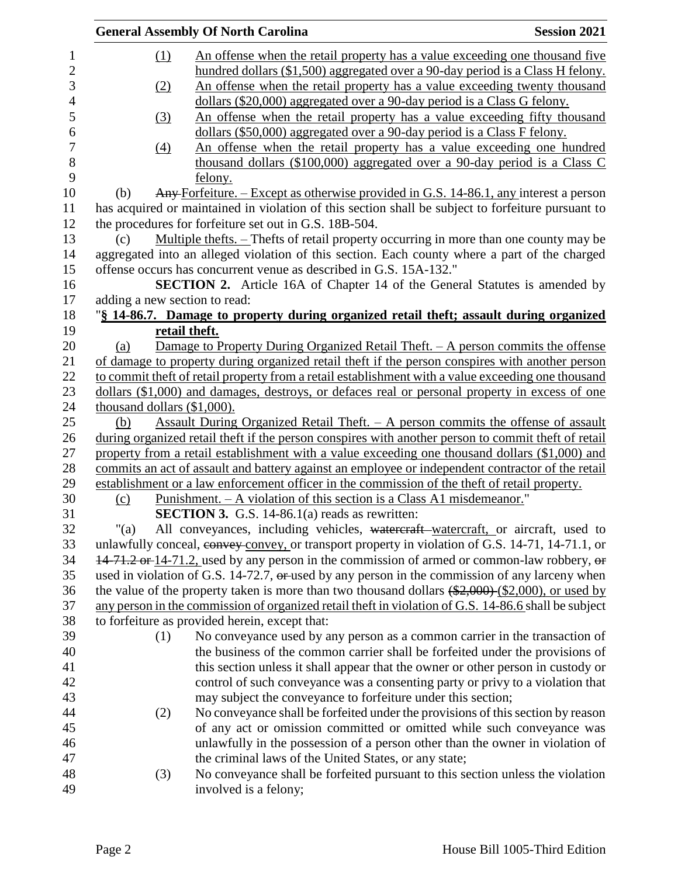(1) An offense when the retail property has a value exceeding one thousand five hundred dollars ($1,500) aggregated over a 90-day period is a Class H felony.

(2) An offense when the retail property has a value exceeding twenty thousand dollars ($20,000) aggregated over a 90-day period is a Class G felony.

(3) An offense when the retail property has a value exceeding fifty thousand dollars ($50,000) aggregated over a 90-day period is a Class F felony.

(4) An offense when the retail property has a value exceeding one hundred thousand dollars ($100,000) aggregated over a 90-day period is a Class C felony.

(b) Any Forfeiture. – Except as otherwise provided in G.S. 14-86.1, any interest a person has acquired or maintained in violation of this section shall be subject to forfeiture pursuant to the procedures for forfeiture set out in G.S. 18B-504.

(c) Multiple thefts. – Thefts of retail property occurring in more than one county may be aggregated into an alleged violation of this section. Each county where a part of the charged offense occurs has concurrent venue as described in G.S. 15A-132."

**SECTION 2.** Article 16A of Chapter 14 of the General Statutes is amended by adding a new section to read:

"**§ 14-86.7. Damage to property during organized retail theft; assault during organized retail theft.**

(a) Damage to Property During Organized Retail Theft. – A person commits the offense of damage to property during organized retail theft if the person conspires with another person to commit theft of retail property from a retail establishment with a value exceeding one thousand dollars ($1,000) and damages, destroys, or defaces real or personal property in excess of one thousand dollars ($1,000).

(b) Assault During Organized Retail Theft. – A person commits the offense of assault during organized retail theft if the person conspires with another person to commit theft of retail property from a retail establishment with a value exceeding one thousand dollars ($1,000) and commits an act of assault and battery against an employee or independent contractor of the retail establishment or a law enforcement officer in the commission of the theft of retail property.

(c) Punishment. – A violation of this section is a Class A1 misdemeanor."

**SECTION 3.** G.S. 14-86.1(a) reads as rewritten:

"(a) All conveyances, including vehicles, watercraft watercraft, or aircraft, used to unlawfully conceal, convey convey, or transport property in violation of G.S. 14-71, 14-71.1, or 14-71.2 or 14-71.2, used by any person in the commission of armed or common-law robbery, or used in violation of G.S. 14-72.7, or used by any person in the commission of any larceny when the value of the property taken is more than two thousand dollars ($2,000) ($2,000), or used by any person in the commission of organized retail theft in violation of G.S. 14-86.6 shall be subject to forfeiture as provided herein, except that:

(1) No conveyance used by any person as a common carrier in the transaction of the business of the common carrier shall be forfeited under the provisions of this section unless it shall appear that the owner or other person in custody or control of such conveyance was a consenting party or privy to a violation that may subject the conveyance to forfeiture under this section;

(2) No conveyance shall be forfeited under the provisions of this section by reason of any act or omission committed or omitted while such conveyance was unlawfully in the possession of a person other than the owner in violation of the criminal laws of the United States, or any state;

(3) No conveyance shall be forfeited pursuant to this section unless the violation involved is a felony;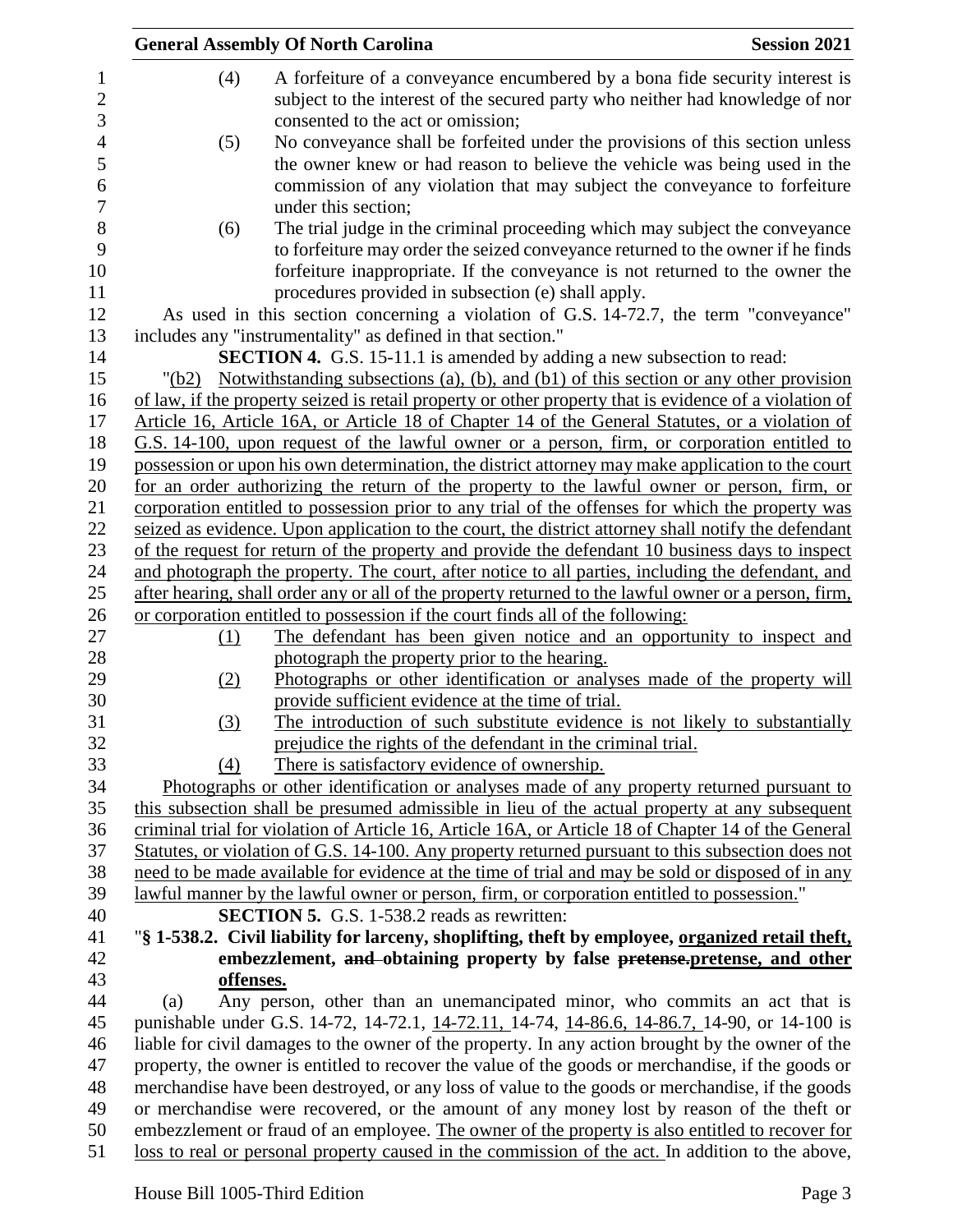(4) A forfeiture of a conveyance encumbered by a bona fide security interest is subject to the interest of the secured party who neither had knowledge of nor consented to the act or omission;

(5) No conveyance shall be forfeited under the provisions of this section unless the owner knew or had reason to believe the vehicle was being used in the commission of any violation that may subject the conveyance to forfeiture under this section;

(6) The trial judge in the criminal proceeding which may subject the conveyance to forfeiture may order the seized conveyance returned to the owner if he finds forfeiture inappropriate. If the conveyance is not returned to the owner the procedures provided in subsection (e) shall apply.

As used in this section concerning a violation of G.S. 14-72.7, the term "conveyance" includes any "instrumentality" as defined in that section."

**SECTION 4.** G.S. 15-11.1 is amended by adding a new subsection to read:

"(b2) Notwithstanding subsections (a), (b), and (b1) of this section or any other provision of law, if the property seized is retail property or other property that is evidence of a violation of Article 16, Article 16A, or Article 18 of Chapter 14 of the General Statutes, or a violation of G.S. 14-100, upon request of the lawful owner or a person, firm, or corporation entitled to possession or upon his own determination, the district attorney may make application to the court for an order authorizing the return of the property to the lawful owner or person, firm, or corporation entitled to possession prior to any trial of the offenses for which the property was seized as evidence. Upon application to the court, the district attorney shall notify the defendant of the request for return of the property and provide the defendant 10 business days to inspect and photograph the property. The court, after notice to all parties, including the defendant, and after hearing, shall order any or all of the property returned to the lawful owner or a person, firm, or corporation entitled to possession if the court finds all of the following:

(1) The defendant has been given notice and an opportunity to inspect and photograph the property prior to the hearing.

(2) Photographs or other identification or analyses made of the property will provide sufficient evidence at the time of trial.

(3) The introduction of such substitute evidence is not likely to substantially prejudice the rights of the defendant in the criminal trial.

(4) There is satisfactory evidence of ownership.

Photographs or other identification or analyses made of any property returned pursuant to this subsection shall be presumed admissible in lieu of the actual property at any subsequent criminal trial for violation of Article 16, Article 16A, or Article 18 of Chapter 14 of the General Statutes, or violation of G.S. 14-100. Any property returned pursuant to this subsection does not need to be made available for evidence at the time of trial and may be sold or disposed of in any lawful manner by the lawful owner or person, firm, or corporation entitled to possession."

**SECTION 5.** G.S. 1-538.2 reads as rewritten:

"**§ 1-538.2. Civil liability for larceny, shoplifting, theft by employee, organized retail theft, embezzlement, ~~and~~ obtaining property by false ~~pretense.~~pretense, and other offenses.**

(a) Any person, other than an unemancipated minor, who commits an act that is punishable under G.S. 14-72, 14-72.1, 14-72.11, 14-74, 14-86.6, 14-86.7, 14-90, or 14-100 is liable for civil damages to the owner of the property. In any action brought by the owner of the property, the owner is entitled to recover the value of the goods or merchandise, if the goods or merchandise have been destroyed, or any loss of value to the goods or merchandise, if the goods or merchandise were recovered, or the amount of any money lost by reason of the theft or embezzlement or fraud of an employee. The owner of the property is also entitled to recover for loss to real or personal property caused in the commission of the act. In addition to the above,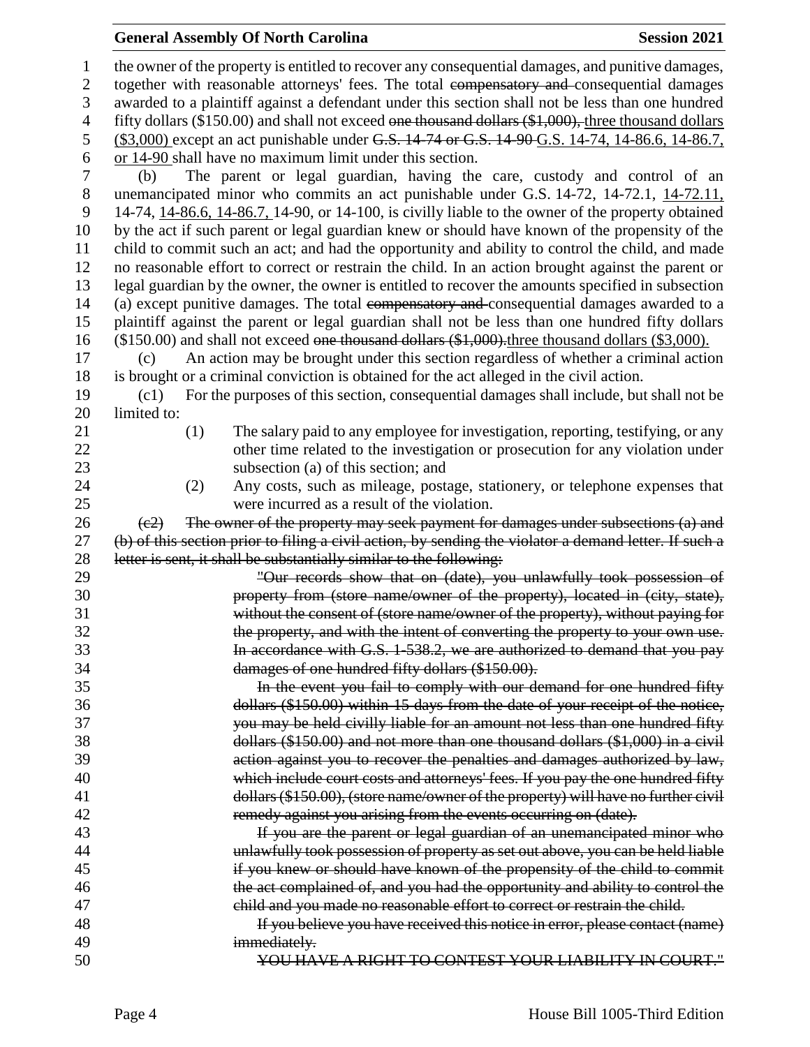the owner of the property is entitled to recover any consequential damages, and punitive damages, together with reasonable attorneys' fees. The total ~~compensatory and~~ consequential damages awarded to a plaintiff against a defendant under this section shall not be less than one hundred fifty dollars ($150.00) and shall not exceed ~~one thousand dollars ($1,000),~~ <u>three thousand dollars ($3,000)</u> except an act punishable under ~~G.S. 14-74 or G.S. 14-90~~ <u>G.S. 14-74, 14-86.6, 14-86.7, or 14-90</u> shall have no maximum limit under this section.

(b) The parent or legal guardian, having the care, custody and control of an unemancipated minor who commits an act punishable under G.S. 14-72, 14-72.1, <u>14-72.11,</u> 14-74, <u>14-86.6, 14-86.7,</u> 14-90, or 14-100, is civilly liable to the owner of the property obtained by the act if such parent or legal guardian knew or should have known of the propensity of the child to commit such an act; and had the opportunity and ability to control the child, and made no reasonable effort to correct or restrain the child. In an action brought against the parent or legal guardian by the owner, the owner is entitled to recover the amounts specified in subsection (a) except punitive damages. The total ~~compensatory and~~ consequential damages awarded to a plaintiff against the parent or legal guardian shall not be less than one hundred fifty dollars ($150.00) and shall not exceed ~~one thousand dollars ($1,000).~~<u>three thousand dollars ($3,000).</u>

(c) An action may be brought under this section regardless of whether a criminal action is brought or a criminal conviction is obtained for the act alleged in the civil action.

(c1) For the purposes of this section, consequential damages shall include, but shall not be limited to:

(1) The salary paid to any employee for investigation, reporting, testifying, or any other time related to the investigation or prosecution for any violation under subsection (a) of this section; and

(2) Any costs, such as mileage, postage, stationery, or telephone expenses that were incurred as a result of the violation.

~~(c2) The owner of the property may seek payment for damages under subsections (a) and (b) of this section prior to filing a civil action, by sending the violator a demand letter. If such a letter is sent, it shall be substantially similar to the following:~~

~~"Our records show that on (date), you unlawfully took possession of property from (store name/owner of the property), located in (city, state), without the consent of (store name/owner of the property), without paying for the property, and with the intent of converting the property to your own use. In accordance with G.S. 1-538.2, we are authorized to demand that you pay damages of one hundred fifty dollars ($150.00).~~

~~In the event you fail to comply with our demand for one hundred fifty dollars ($150.00) within 15 days from the date of your receipt of the notice, you may be held civilly liable for an amount not less than one hundred fifty dollars ($150.00) and not more than one thousand dollars ($1,000) in a civil action against you to recover the penalties and damages authorized by law, which include court costs and attorneys' fees. If you pay the one hundred fifty dollars ($150.00), (store name/owner of the property) will have no further civil remedy against you arising from the events occurring on (date).~~

~~If you are the parent or legal guardian of an unemancipated minor who unlawfully took possession of property as set out above, you can be held liable if you knew or should have known of the propensity of the child to commit the act complained of, and you had the opportunity and ability to control the child and you made no reasonable effort to correct or restrain the child.~~

~~If you believe you have received this notice in error, please contact (name) immediately.~~

~~YOU HAVE A RIGHT TO CONTEST YOUR LIABILITY IN COURT."~~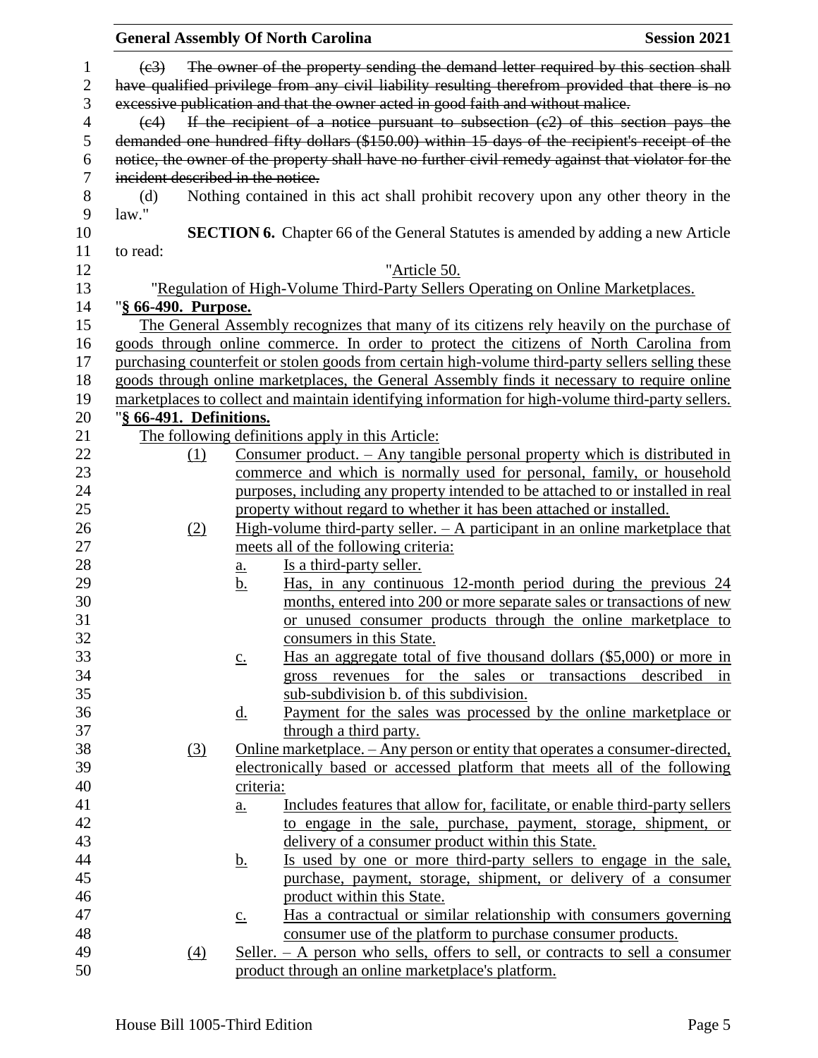~~(c3) The owner of the property sending the demand letter required by this section shall have qualified privilege from any civil liability resulting therefrom provided that there is no excessive publication and that the owner acted in good faith and without malice.~~

~~(c4) If the recipient of a notice pursuant to subsection (c2) of this section pays the demanded one hundred fifty dollars ($150.00) within 15 days of the recipient's receipt of the notice, the owner of the property shall have no further civil remedy against that violator for the incident described in the notice.~~

(d) Nothing contained in this act shall prohibit recovery upon any other theory in the law."

**SECTION 6.** Chapter 66 of the General Statutes is amended by adding a new Article to read:

"<u>Article 50.</u>

"<u>Regulation of High-Volume Third-Party Sellers Operating on Online Marketplaces.</u>

"**<u>§ 66-490. Purpose.</u>**

<u>The General Assembly recognizes that many of its citizens rely heavily on the purchase of goods through online commerce. In order to protect the citizens of North Carolina from purchasing counterfeit or stolen goods from certain high-volume third-party sellers selling these goods through online marketplaces, the General Assembly finds it necessary to require online marketplaces to collect and maintain identifying information for high-volume third-party sellers.</u>

"**<u>§ 66-491. Definitions.</u>**

<u>The following definitions apply in this Article:</u>

<u>(1)</u> <u>Consumer product. – Any tangible personal property which is distributed in commerce and which is normally used for personal, family, or household purposes, including any property intended to be attached to or installed in real property without regard to whether it has been attached or installed.</u>

<u>(2)</u> <u>High-volume third-party seller. – A participant in an online marketplace that meets all of the following criteria:</u>

<u>a.</u> <u>Is a third-party seller.</u>

<u>b.</u> <u>Has, in any continuous 12-month period during the previous 24 months, entered into 200 or more separate sales or transactions of new or unused consumer products through the online marketplace to consumers in this State.</u>

<u>c.</u> <u>Has an aggregate total of five thousand dollars ($5,000) or more in gross revenues for the sales or transactions described in sub-subdivision b. of this subdivision.</u>

<u>d.</u> <u>Payment for the sales was processed by the online marketplace or through a third party.</u>

<u>(3)</u> <u>Online marketplace. – Any person or entity that operates a consumer-directed, electronically based or accessed platform that meets all of the following criteria:</u>

<u>a.</u> <u>Includes features that allow for, facilitate, or enable third-party sellers to engage in the sale, purchase, payment, storage, shipment, or delivery of a consumer product within this State.</u>

<u>b.</u> <u>Is used by one or more third-party sellers to engage in the sale, purchase, payment, storage, shipment, or delivery of a consumer product within this State.</u>

<u>c.</u> <u>Has a contractual or similar relationship with consumers governing consumer use of the platform to purchase consumer products.</u>

<u>(4)</u> <u>Seller. – A person who sells, offers to sell, or contracts to sell a consumer product through an online marketplace's platform.</u>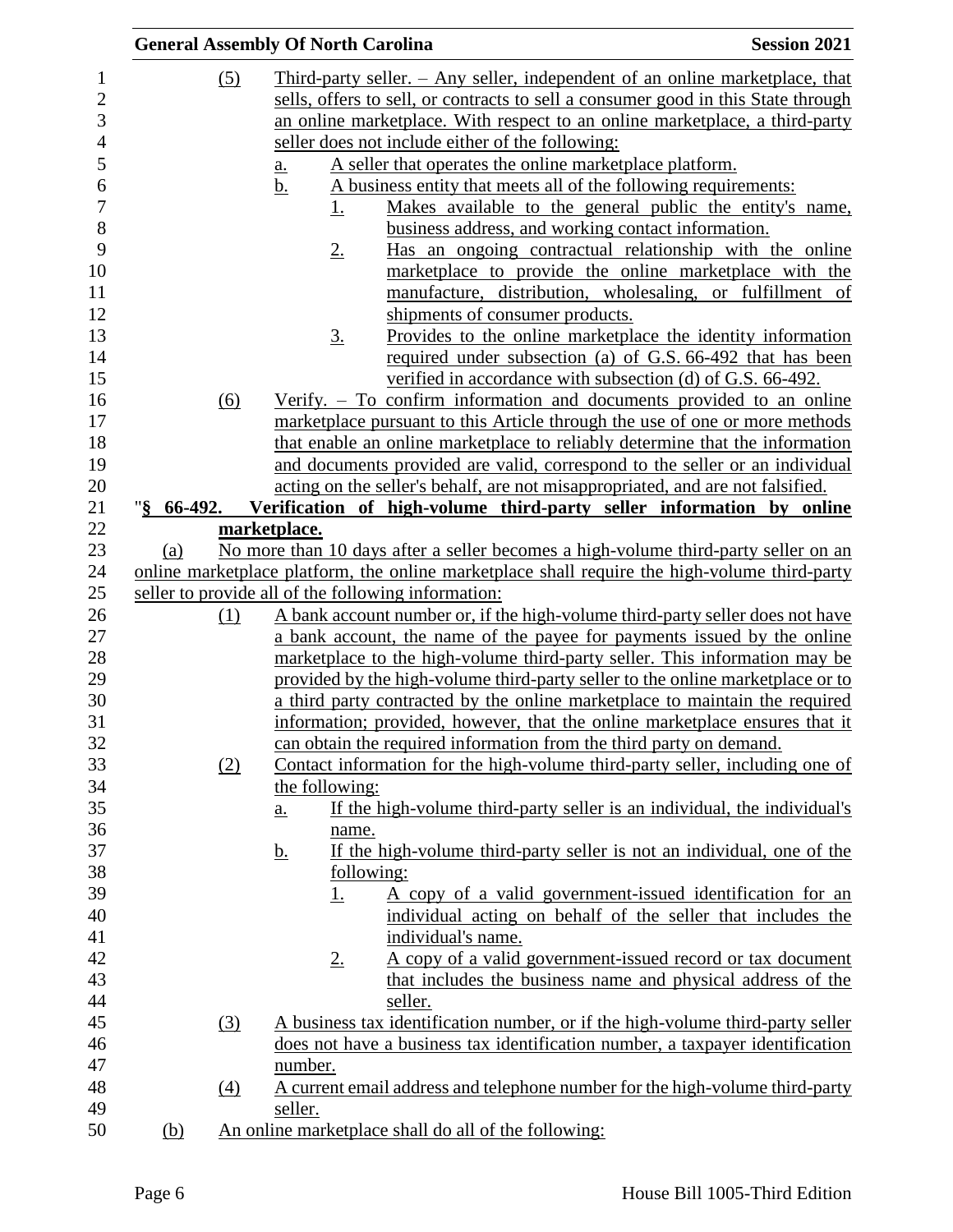(5) Third-party seller. – Any seller, independent of an online marketplace, that sells, offers to sell, or contracts to sell a consumer good in this State through an online marketplace. With respect to an online marketplace, a third-party seller does not include either of the following:

a. A seller that operates the online marketplace platform.

b. A business entity that meets all of the following requirements:

1. Makes available to the general public the entity's name, business address, and working contact information.

2. Has an ongoing contractual relationship with the online marketplace to provide the online marketplace with the manufacture, distribution, wholesaling, or fulfillment of shipments of consumer products.

3. Provides to the online marketplace the identity information required under subsection (a) of G.S. 66-492 that has been verified in accordance with subsection (d) of G.S. 66-492.

(6) Verify. – To confirm information and documents provided to an online marketplace pursuant to this Article through the use of one or more methods that enable an online marketplace to reliably determine that the information and documents provided are valid, correspond to the seller or an individual acting on the seller's behalf, are not misappropriated, and are not falsified.

"**§ 66-492. Verification of high-volume third-party seller information by online marketplace.**

(a) No more than 10 days after a seller becomes a high-volume third-party seller on an online marketplace platform, the online marketplace shall require the high-volume third-party seller to provide all of the following information:

(1) A bank account number or, if the high-volume third-party seller does not have a bank account, the name of the payee for payments issued by the online marketplace to the high-volume third-party seller. This information may be provided by the high-volume third-party seller to the online marketplace or to a third party contracted by the online marketplace to maintain the required information; provided, however, that the online marketplace ensures that it can obtain the required information from the third party on demand.

(2) Contact information for the high-volume third-party seller, including one of the following:

a. If the high-volume third-party seller is an individual, the individual's name.

b. If the high-volume third-party seller is not an individual, one of the following:

1. A copy of a valid government-issued identification for an individual acting on behalf of the seller that includes the individual's name.

2. A copy of a valid government-issued record or tax document that includes the business name and physical address of the seller.

(3) A business tax identification number, or if the high-volume third-party seller does not have a business tax identification number, a taxpayer identification number.

(4) A current email address and telephone number for the high-volume third-party seller.

(b) An online marketplace shall do all of the following: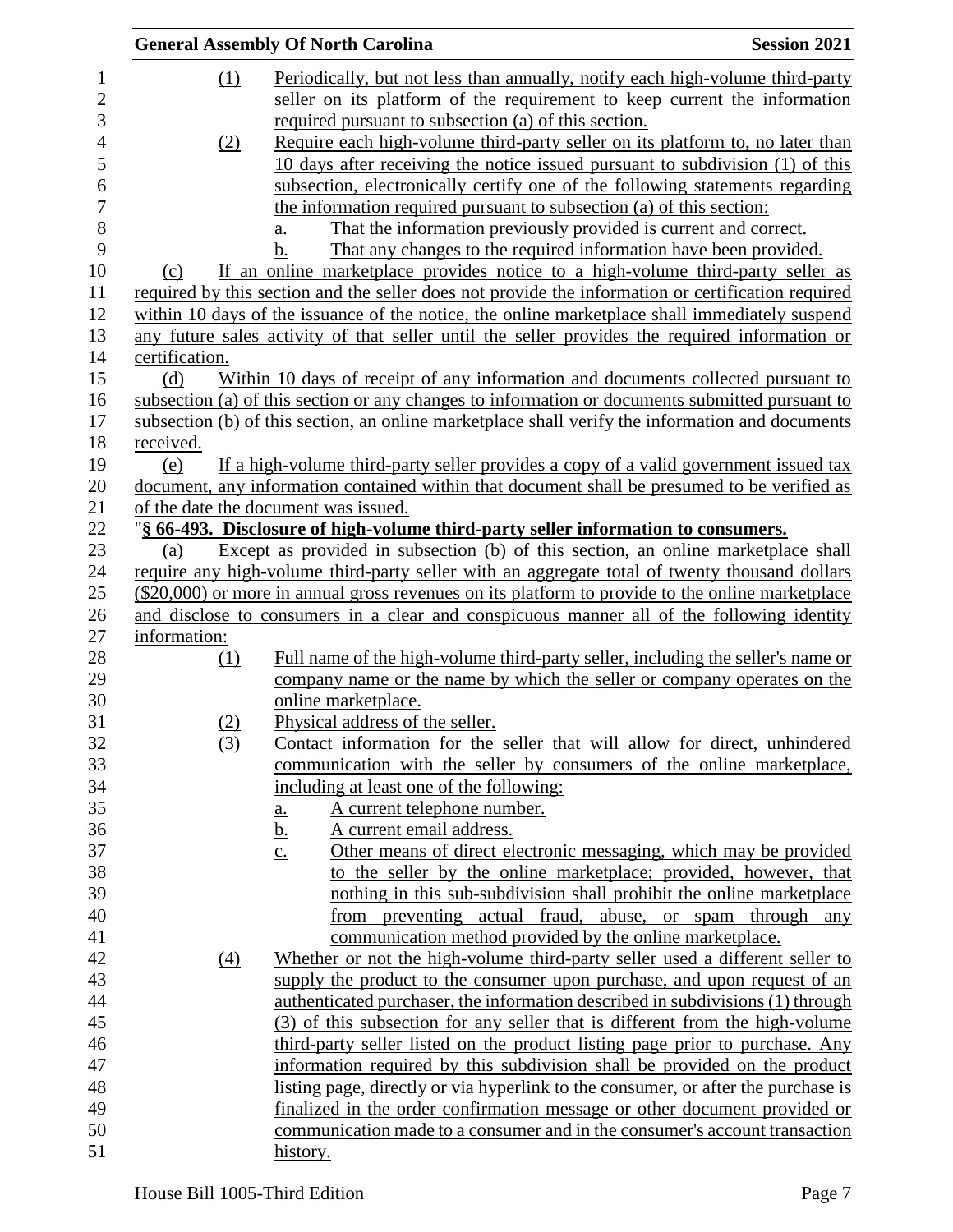(1) Periodically, but not less than annually, notify each high-volume third-party seller on its platform of the requirement to keep current the information required pursuant to subsection (a) of this section.

(2) Require each high-volume third-party seller on its platform to, no later than 10 days after receiving the notice issued pursuant to subdivision (1) of this subsection, electronically certify one of the following statements regarding the information required pursuant to subsection (a) of this section:

a. That the information previously provided is current and correct.

b. That any changes to the required information have been provided.

(c) If an online marketplace provides notice to a high-volume third-party seller as required by this section and the seller does not provide the information or certification required within 10 days of the issuance of the notice, the online marketplace shall immediately suspend any future sales activity of that seller until the seller provides the required information or certification.

(d) Within 10 days of receipt of any information and documents collected pursuant to subsection (a) of this section or any changes to information or documents submitted pursuant to subsection (b) of this section, an online marketplace shall verify the information and documents received.

(e) If a high-volume third-party seller provides a copy of a valid government issued tax document, any information contained within that document shall be presumed to be verified as of the date the document was issued.

"**§ 66-493. Disclosure of high-volume third-party seller information to consumers.**

(a) Except as provided in subsection (b) of this section, an online marketplace shall require any high-volume third-party seller with an aggregate total of twenty thousand dollars ($20,000) or more in annual gross revenues on its platform to provide to the online marketplace and disclose to consumers in a clear and conspicuous manner all of the following identity information:

(1) Full name of the high-volume third-party seller, including the seller's name or company name or the name by which the seller or company operates on the online marketplace.

(2) Physical address of the seller.

(3) Contact information for the seller that will allow for direct, unhindered communication with the seller by consumers of the online marketplace, including at least one of the following:

a. A current telephone number.

b. A current email address.

c. Other means of direct electronic messaging, which may be provided to the seller by the online marketplace; provided, however, that nothing in this sub-subdivision shall prohibit the online marketplace from preventing actual fraud, abuse, or spam through any communication method provided by the online marketplace.

(4) Whether or not the high-volume third-party seller used a different seller to supply the product to the consumer upon purchase, and upon request of an authenticated purchaser, the information described in subdivisions (1) through (3) of this subsection for any seller that is different from the high-volume third-party seller listed on the product listing page prior to purchase. Any information required by this subdivision shall be provided on the product listing page, directly or via hyperlink to the consumer, or after the purchase is finalized in the order confirmation message or other document provided or communication made to a consumer and in the consumer's account transaction history.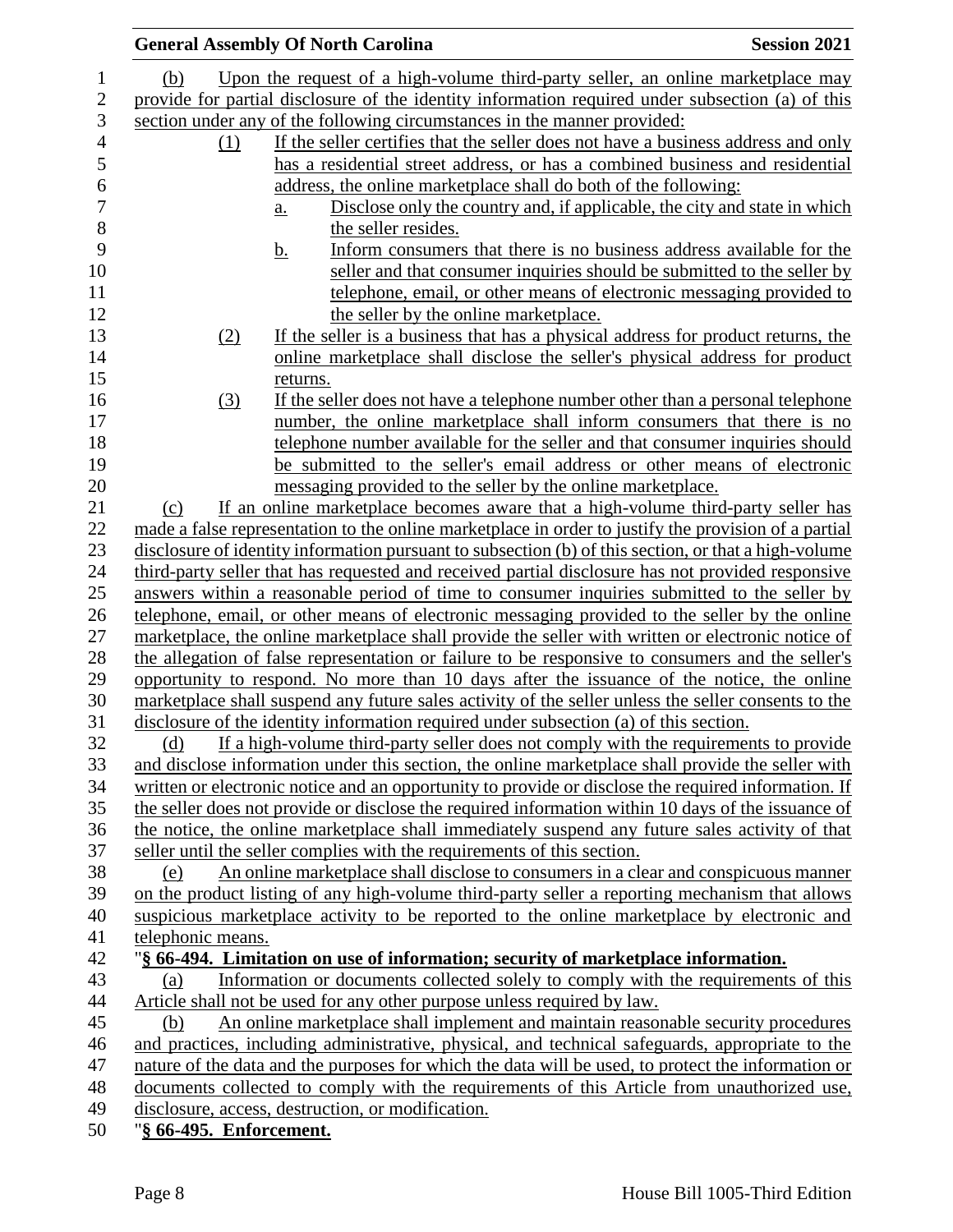(b) Upon the request of a high-volume third-party seller, an online marketplace may provide for partial disclosure of the identity information required under subsection (a) of this section under any of the following circumstances in the manner provided:

(1) If the seller certifies that the seller does not have a business address and only has a residential street address, or has a combined business and residential address, the online marketplace shall do both of the following:

a. Disclose only the country and, if applicable, the city and state in which the seller resides.

b. Inform consumers that there is no business address available for the seller and that consumer inquiries should be submitted to the seller by telephone, email, or other means of electronic messaging provided to the seller by the online marketplace.

(2) If the seller is a business that has a physical address for product returns, the online marketplace shall disclose the seller's physical address for product returns.

(3) If the seller does not have a telephone number other than a personal telephone number, the online marketplace shall inform consumers that there is no telephone number available for the seller and that consumer inquiries should be submitted to the seller's email address or other means of electronic messaging provided to the seller by the online marketplace.

(c) If an online marketplace becomes aware that a high-volume third-party seller has made a false representation to the online marketplace in order to justify the provision of a partial disclosure of identity information pursuant to subsection (b) of this section, or that a high-volume third-party seller that has requested and received partial disclosure has not provided responsive answers within a reasonable period of time to consumer inquiries submitted to the seller by telephone, email, or other means of electronic messaging provided to the seller by the online marketplace, the online marketplace shall provide the seller with written or electronic notice of the allegation of false representation or failure to be responsive to consumers and the seller's opportunity to respond. No more than 10 days after the issuance of the notice, the online marketplace shall suspend any future sales activity of the seller unless the seller consents to the disclosure of the identity information required under subsection (a) of this section.

(d) If a high-volume third-party seller does not comply with the requirements to provide and disclose information under this section, the online marketplace shall provide the seller with written or electronic notice and an opportunity to provide or disclose the required information. If the seller does not provide or disclose the required information within 10 days of the issuance of the notice, the online marketplace shall immediately suspend any future sales activity of that seller until the seller complies with the requirements of this section.

(e) An online marketplace shall disclose to consumers in a clear and conspicuous manner on the product listing of any high-volume third-party seller a reporting mechanism that allows suspicious marketplace activity to be reported to the online marketplace by electronic and telephonic means.

"**§ 66-494. Limitation on use of information; security of marketplace information.**

(a) Information or documents collected solely to comply with the requirements of this Article shall not be used for any other purpose unless required by law.

(b) An online marketplace shall implement and maintain reasonable security procedures and practices, including administrative, physical, and technical safeguards, appropriate to the nature of the data and the purposes for which the data will be used, to protect the information or documents collected to comply with the requirements of this Article from unauthorized use, disclosure, access, destruction, or modification.

"**§ 66-495. Enforcement.**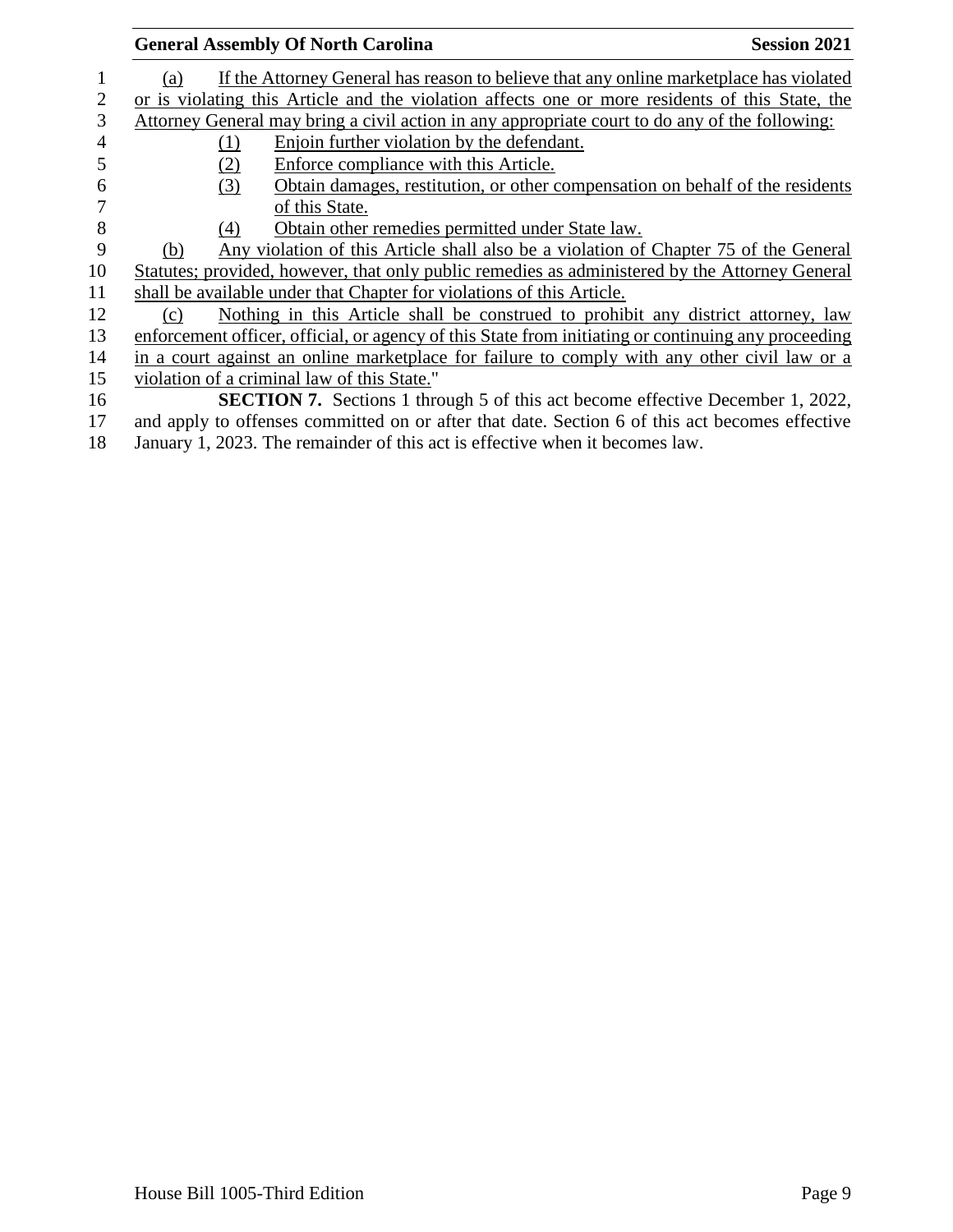(a) If the Attorney General has reason to believe that any online marketplace has violated or is violating this Article and the violation affects one or more residents of this State, the Attorney General may bring a civil action in any appropriate court to do any of the following:

(1) Enjoin further violation by the defendant.

(2) Enforce compliance with this Article.

(3) Obtain damages, restitution, or other compensation on behalf of the residents of this State.

(4) Obtain other remedies permitted under State law.

(b) Any violation of this Article shall also be a violation of Chapter 75 of the General Statutes; provided, however, that only public remedies as administered by the Attorney General shall be available under that Chapter for violations of this Article.

(c) Nothing in this Article shall be construed to prohibit any district attorney, law enforcement officer, official, or agency of this State from initiating or continuing any proceeding in a court against an online marketplace for failure to comply with any other civil law or a violation of a criminal law of this State."

**SECTION 7.** Sections 1 through 5 of this act become effective December 1, 2022, and apply to offenses committed on or after that date. Section 6 of this act becomes effective January 1, 2023. The remainder of this act is effective when it becomes law.